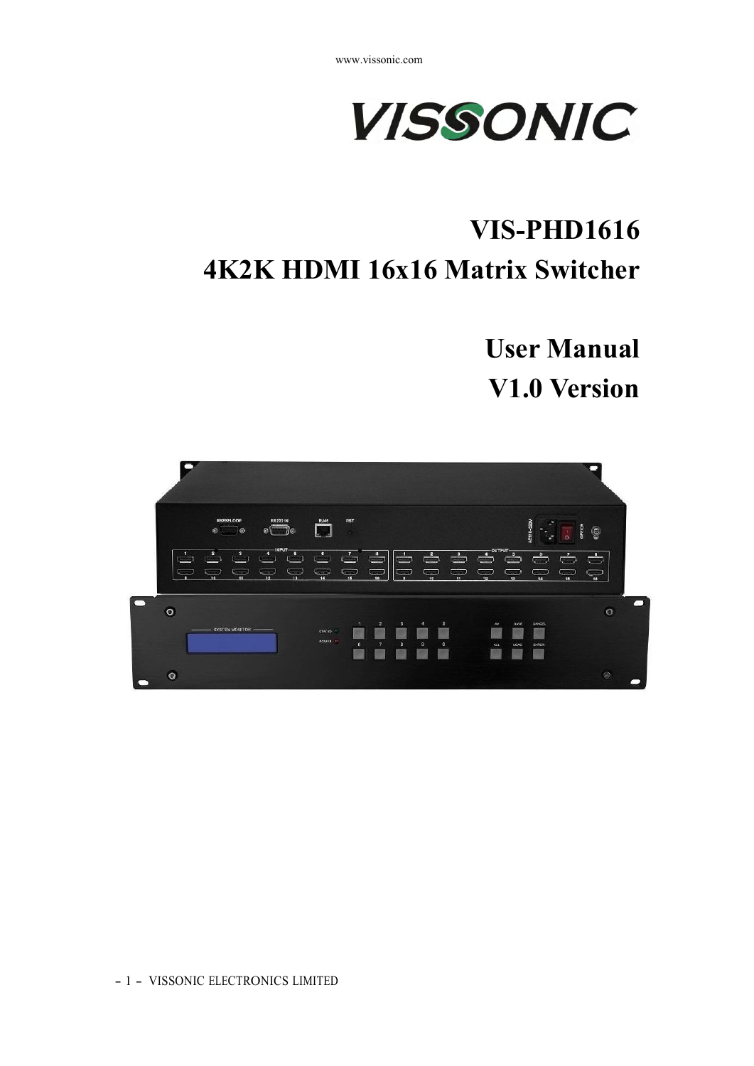# VIS-PHD1616

# 4K2K HDMI 16x16 Matrix Switcher

## User Manual

## V1.0 Version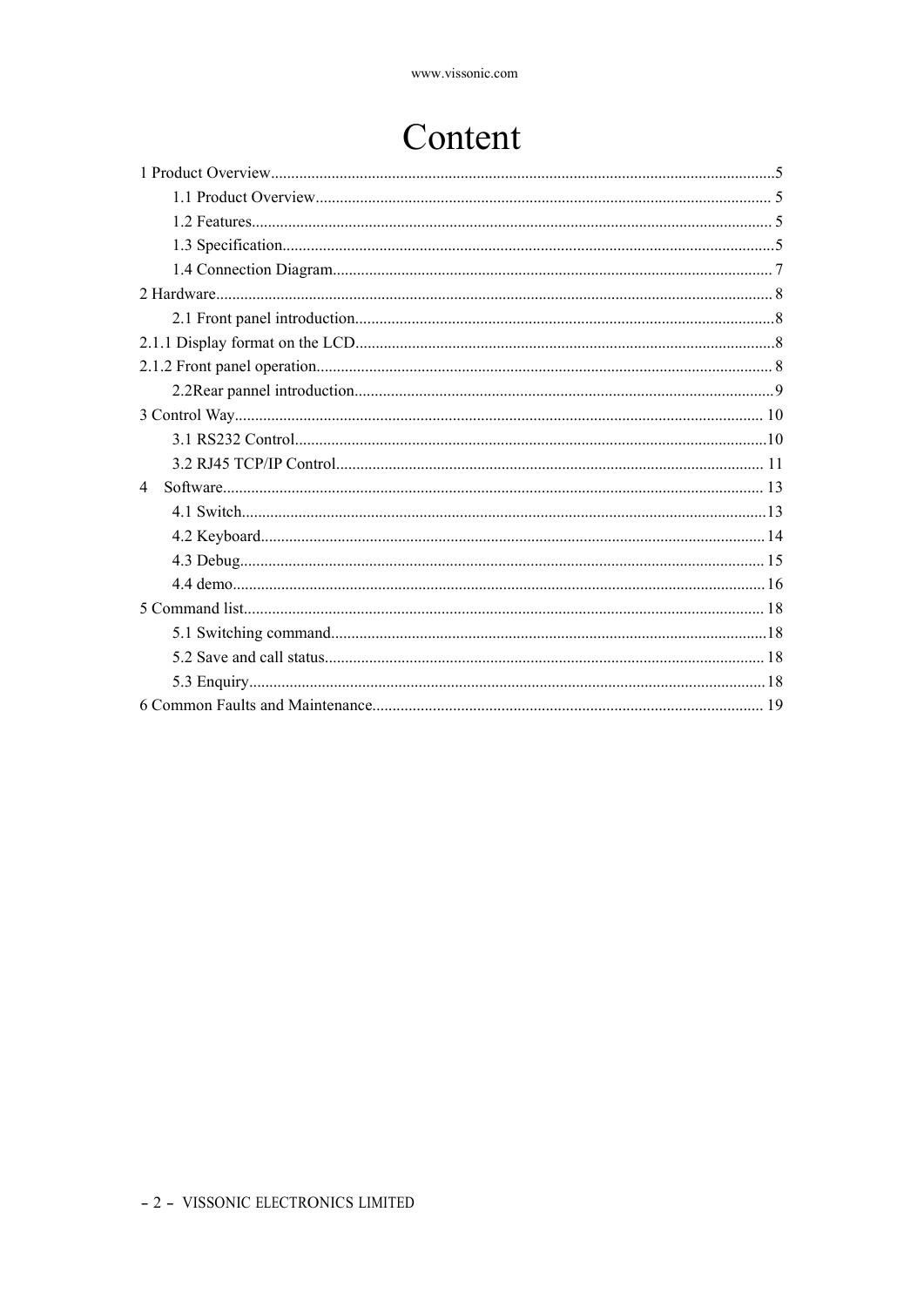# Content

1 Product Overview............................................................................................................................5

1.1 Product Overview................................................................................................................ 5

1.2 Features............................................................................................................................... 5

1.3 Specification........................................................................................................................5

1.4 Connection Diagram............................................................................................................ 7

2 Hardware......................................................................................................................................... 8

2.1 Front panel introduction.......................................................................................................8

2.1.1 Display format on the LCD.......................................................................................................8

2.1.2 Front panel operation................................................................................................................ 8

2.2Rear pannel introduction.......................................................................................................9

3 Control Way.................................................................................................................................. 10

3.1 RS232 Control....................................................................................................................10

3.2 RJ45 TCP/IP Control......................................................................................................... 11

4 Software...................................................................................................................................... 13

4.1 Switch................................................................................................................................13

4.2 Keyboard........................................................................................................................... 14

4.3 Debug................................................................................................................................ 15

4.4 demo.................................................................................................................................. 16

5 Command list................................................................................................................................ 18

5.1 Switching command...........................................................................................................18

5.2 Save and call status............................................................................................................ 18

5.3 Enquiry.............................................................................................................................. 18

6 Common Faults and Maintenance................................................................................................ 19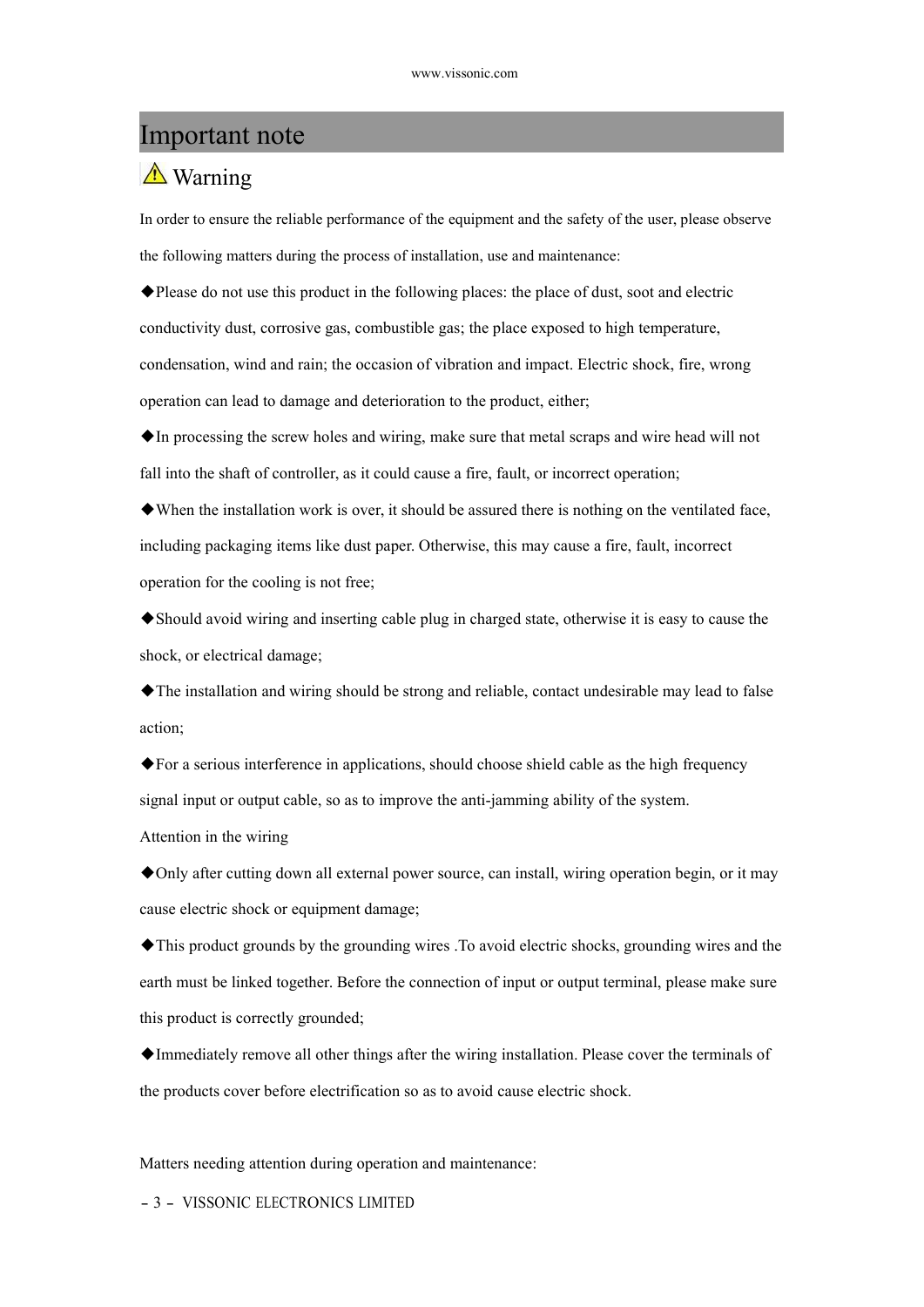# Important note

## ⚠ Warning

In order to ensure the reliable performance of the equipment and the safety of the user, please observe the following matters during the process of installation, use and maintenance:

◆Please do not use this product in the following places: the place of dust, soot and electric conductivity dust, corrosive gas, combustible gas; the place exposed to high temperature, condensation, wind and rain; the occasion of vibration and impact. Electric shock, fire, wrong operation can lead to damage and deterioration to the product, either;

◆In processing the screw holes and wiring, make sure that metal scraps and wire head will not fall into the shaft of controller, as it could cause a fire, fault, or incorrect operation;

◆When the installation work is over, it should be assured there is nothing on the ventilated face, including packaging items like dust paper. Otherwise, this may cause a fire, fault, incorrect operation for the cooling is not free;

◆Should avoid wiring and inserting cable plug in charged state, otherwise it is easy to cause the shock, or electrical damage;

◆The installation and wiring should be strong and reliable, contact undesirable may lead to false action;

◆For a serious interference in applications, should choose shield cable as the high frequency signal input or output cable, so as to improve the anti-jamming ability of the system.

Attention in the wiring

◆Only after cutting down all external power source, can install, wiring operation begin, or it may cause electric shock or equipment damage;

◆This product grounds by the grounding wires .To avoid electric shocks, grounding wires and the earth must be linked together. Before the connection of input or output terminal, please make sure this product is correctly grounded;

◆Immediately remove all other things after the wiring installation. Please cover the terminals of the products cover before electrification so as to avoid cause electric shock.

Matters needing attention during operation and maintenance: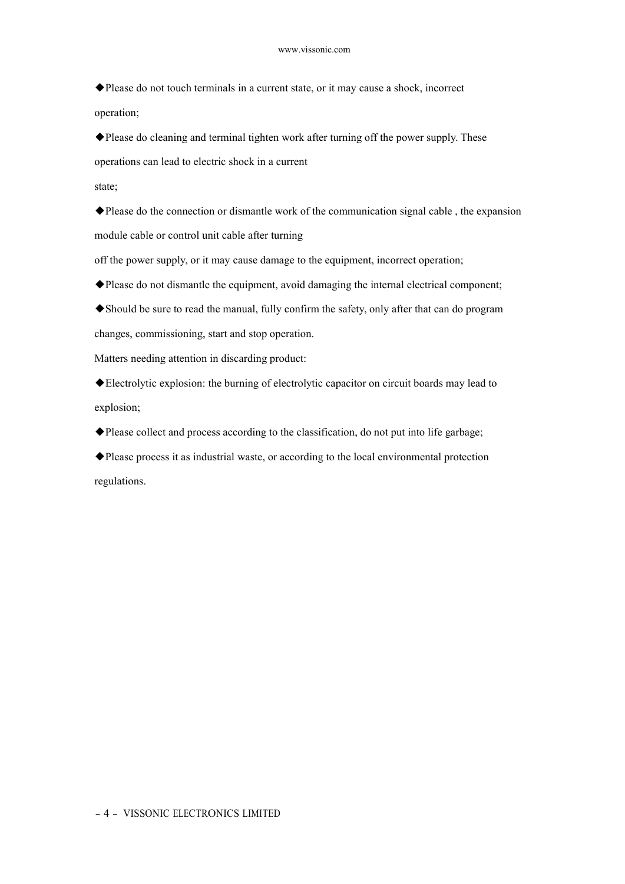◆Please do not touch terminals in a current state, or it may cause a shock, incorrect operation;

◆Please do cleaning and terminal tighten work after turning off the power supply. These operations can lead to electric shock in a current state;

◆Please do the connection or dismantle work of the communication signal cable , the expansion module cable or control unit cable after turning off the power supply, or it may cause damage to the equipment, incorrect operation;

◆Please do not dismantle the equipment, avoid damaging the internal electrical component;

◆Should be sure to read the manual, fully confirm the safety, only after that can do program changes, commissioning, start and stop operation.

Matters needing attention in discarding product:

◆Electrolytic explosion: the burning of electrolytic capacitor on circuit boards may lead to explosion;

◆Please collect and process according to the classification, do not put into life garbage;

◆Please process it as industrial waste, or according to the local environmental protection regulations.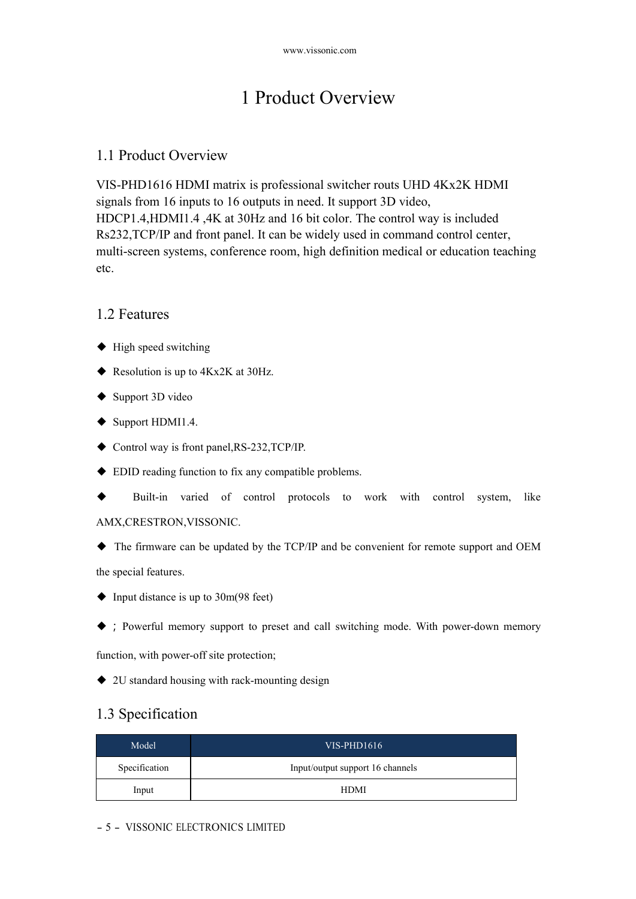# 1 Product Overview

## 1.1 Product Overview

VIS-PHD1616 HDMI matrix is professional switcher routs UHD 4Kx2K HDMI signals from 16 inputs to 16 outputs in need. It support 3D video, HDCP1.4,HDMI1.4 ,4K at 30Hz and 16 bit color. The control way is included Rs232,TCP/IP and front panel. It can be widely used in command control center, multi-screen systems, conference room, high definition medical or education teaching etc.

## 1.2 Features

- High speed switching
- Resolution is up to 4Kx2K at 30Hz.
- Support 3D video
- Support HDMI1.4.
- Control way is front panel,RS-232,TCP/IP.
- EDID reading function to fix any compatible problems.
- Built-in varied of control protocols to work with control system, like AMX,CRESTRON,VISSONIC.
- The firmware can be updated by the TCP/IP and be convenient for remote support and OEM the special features.
- Input distance is up to 30m(98 feet)
- ; Powerful memory support to preset and call switching mode. With power-down memory function, with power-off site protection;
- 2U standard housing with rack-mounting design

## 1.3 Specification

| Model | VIS-PHD1616 |
|---|---|
| Specification | Input/output support 16 channels |
| Input | HDMI |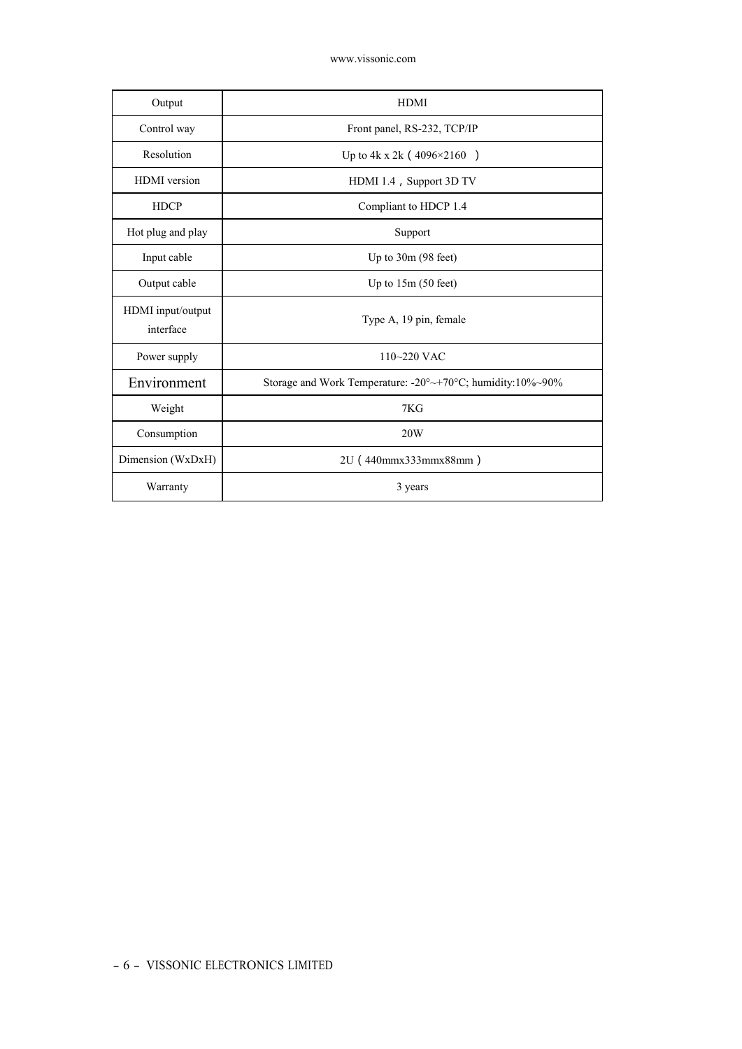| Output | HDMI |
| --- | --- |
| Control way | Front panel, RS-232, TCP/IP |
| Resolution | Up to 4k x 2k（4096×2160 ） |
| HDMI version | HDMI 1.4，Support 3D TV |
| HDCP | Compliant to HDCP 1.4 |
| Hot plug and play | Support |
| Input cable | Up to 30m (98 feet) |
| Output cable | Up to 15m (50 feet) |
| HDMI input/output interface | Type A, 19 pin, female |
| Power supply | 110~220 VAC |
| Environment | Storage and Work Temperature: -20°~+70°C; humidity:10%~90% |
| Weight | 7KG |
| Consumption | 20W |
| Dimension (WxDxH) | 2U（440mmx333mmx88mm） |
| Warranty | 3 years |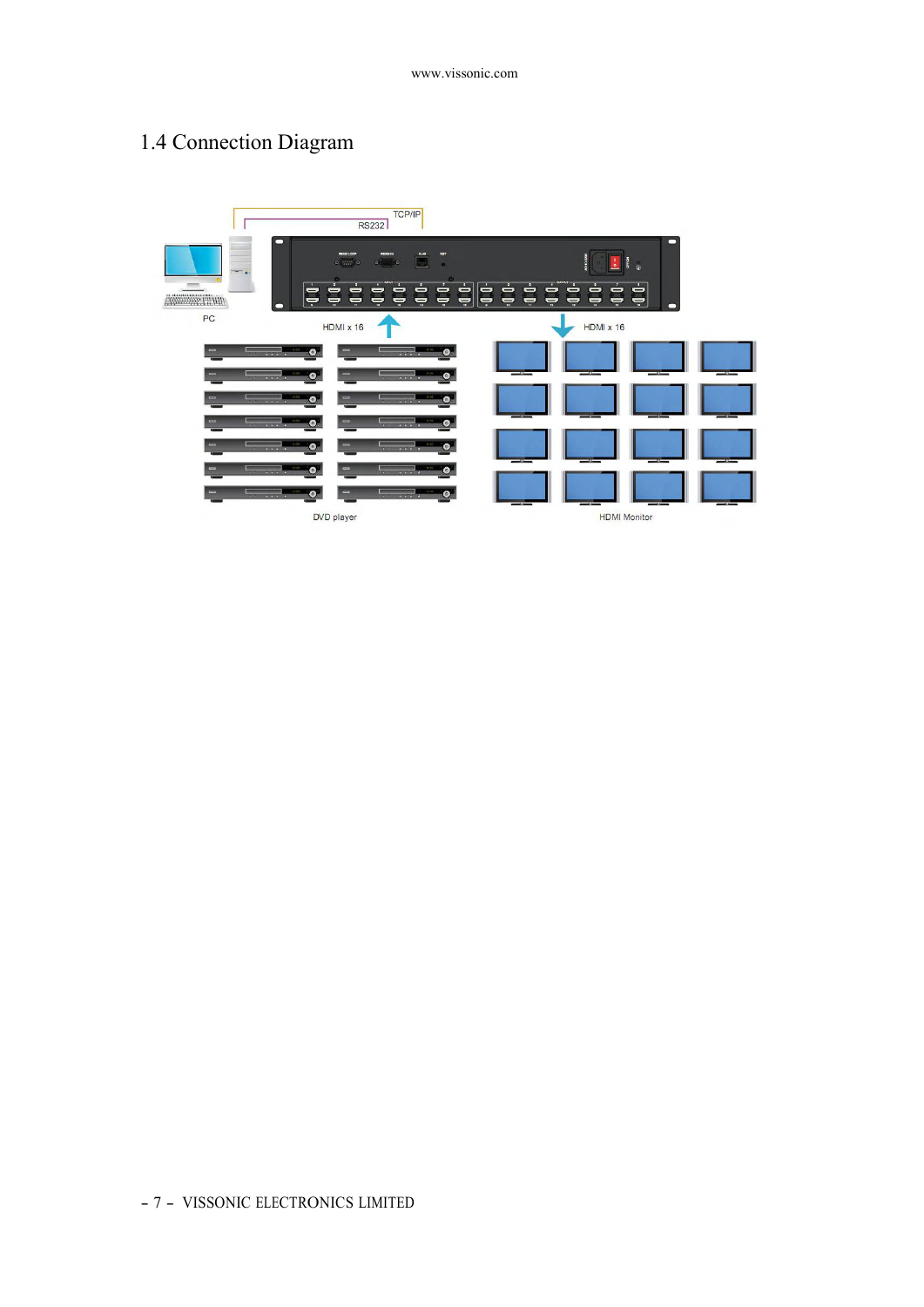## 1.4 Connection Diagram

TCP/IP

RS232

PC

HDMI x 16

HDMI x 16

DVD player

HDMI Monitor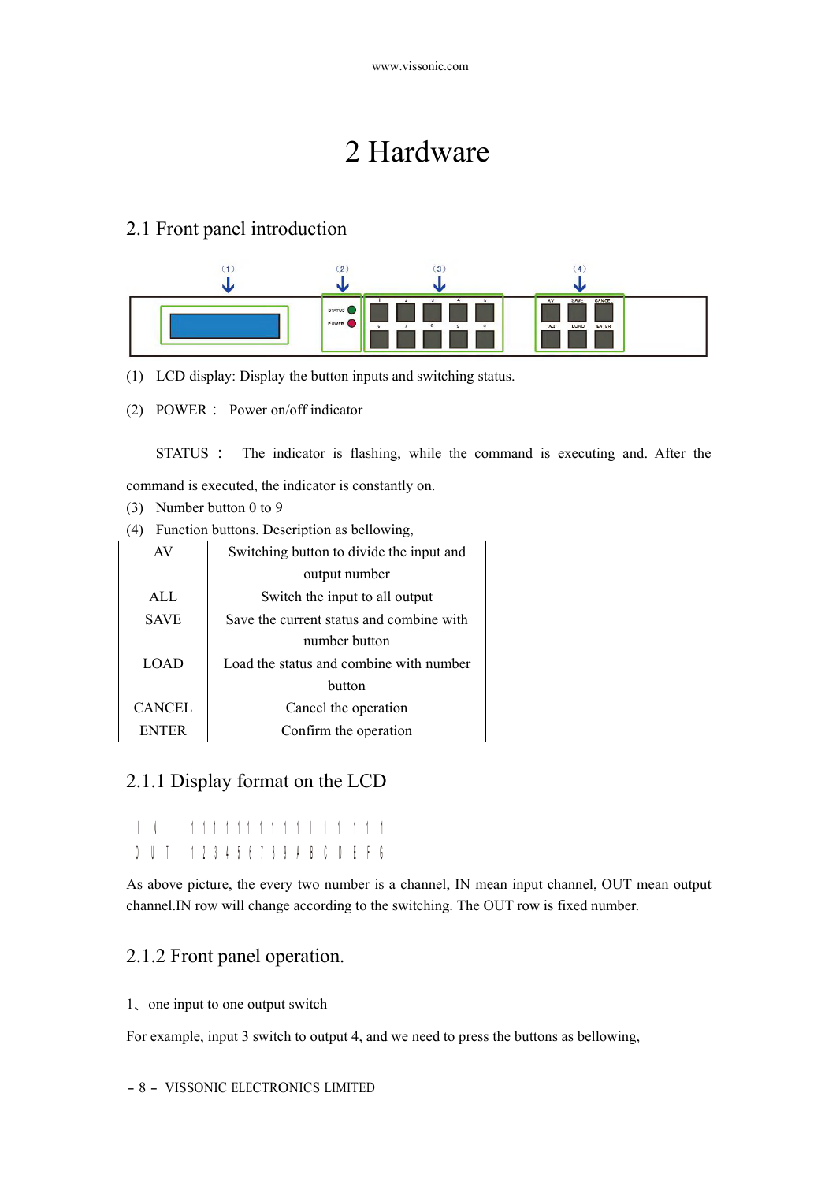# 2 Hardware

## 2.1 Front panel introduction

(1) LCD display: Display the button inputs and switching status.

(2) POWER： Power on/off indicator

STATUS： The indicator is flashing, while the command is executing and. After the command is executed, the indicator is constantly on.

(3) Number button 0 to 9

(4) Function buttons. Description as bellowing,

| | |
|---|---|
| AV | Switching button to divide the input and output number |
| ALL | Switch the input to all output |
| SAVE | Save the current status and combine with number button |
| LOAD | Load the status and combine with number button |
| CANCEL | Cancel the operation |
| ENTER | Confirm the operation |

### 2.1.1 Display format on the LCD

```
IN   1 1 1 1 1 1 1 1 1 1 1 1 1 1 1 1
OUT  1 2 3 4 5 6 7 8 9 A B C D E F G
```

As above picture, the every two number is a channel, IN mean input channel, OUT mean output channel.IN row will change according to the switching. The OUT row is fixed number.

### 2.1.2 Front panel operation.

1、one input to one output switch

For example, input 3 switch to output 4, and we need to press the buttons as bellowing,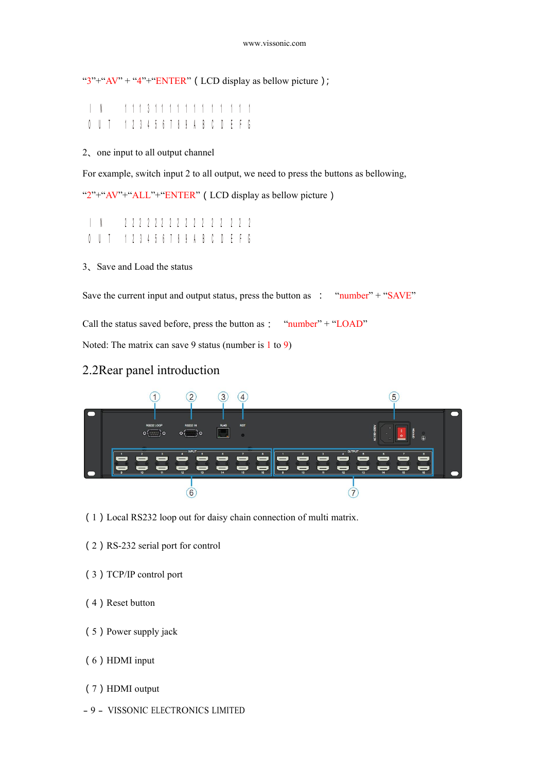"3"+"AV" + "4"+"ENTER" ( LCD display as bellow picture );

```
I N     1 1 1 3 1 1 1 1 1 1 1 1 1 1 1 1
O U T   1 2 3 4 5 6 7 8 9 A B C D E F G
```

2、one input to all output channel

For example, switch input 2 to all output, we need to press the buttons as bellowing,

"2"+"AV"+"ALL"+"ENTER" ( LCD display as bellow picture )

```
I N     2 2 2 2 2 2 2 2 2 2 2 2 2 2 2 2
O U T   1 2 3 4 5 6 7 8 9 A B C D E F G
```

3、Save and Load the status

Save the current input and output status, press the button as : "number" + "SAVE"

Call the status saved before, press the button as : "number" + "LOAD"

Noted: The matrix can save 9 status (number is 1 to 9)

## 2.2Rear panel introduction

( 1 ) Local RS232 loop out for daisy chain connection of multi matrix.

( 2 ) RS-232 serial port for control

( 3 ) TCP/IP control port

( 4 ) Reset button

( 5 ) Power supply jack

( 6 ) HDMI input

( 7 ) HDMI output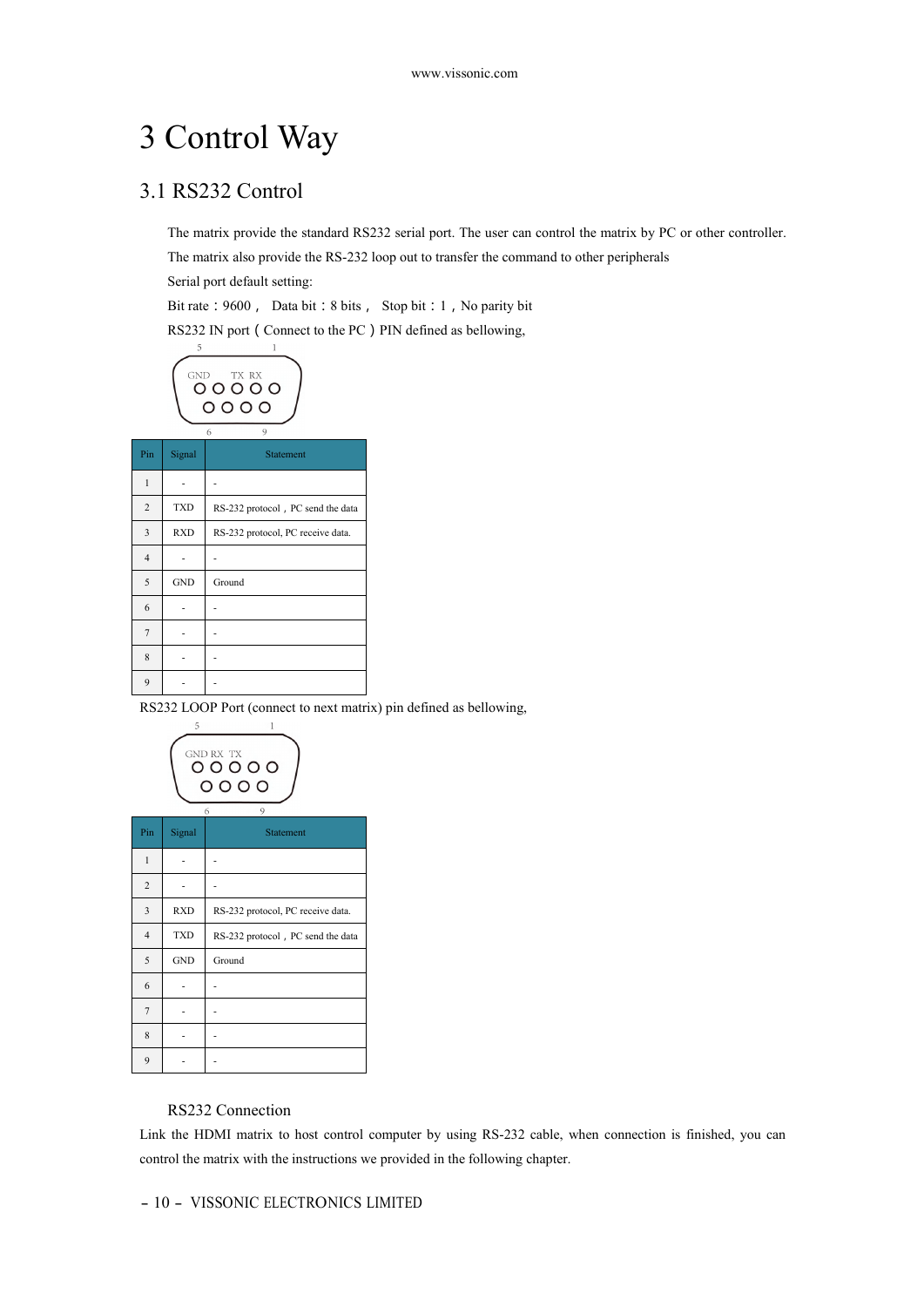# 3 Control Way

## 3.1 RS232 Control

The matrix provide the standard RS232 serial port. The user can control the matrix by PC or other controller.

The matrix also provide the RS-232 loop out to transfer the command to other peripherals

Serial port default setting:

Bit rate：9600， Data bit：8 bits， Stop bit：1，No parity bit

RS232 IN port（Connect to the PC）PIN defined as bellowing,

| Pin | Signal | Statement |
|---|---|---|
| 1 | - | - |
| 2 | TXD | RS-232 protocol，PC send the data |
| 3 | RXD | RS-232 protocol, PC receive data. |
| 4 | - | - |
| 5 | GND | Ground |
| 6 | - | - |
| 7 | - | - |
| 8 | - | - |
| 9 | - | - |

RS232 LOOP Port (connect to next matrix) pin defined as bellowing,

| Pin | Signal | Statement |
|---|---|---|
| 1 | - | - |
| 2 | - | - |
| 3 | RXD | RS-232 protocol, PC receive data. |
| 4 | TXD | RS-232 protocol，PC send the data |
| 5 | GND | Ground |
| 6 | - | - |
| 7 | - | - |
| 8 | - | - |
| 9 | - | - |

RS232 Connection

Link the HDMI matrix to host control computer by using RS-232 cable, when connection is finished, you can control the matrix with the instructions we provided in the following chapter.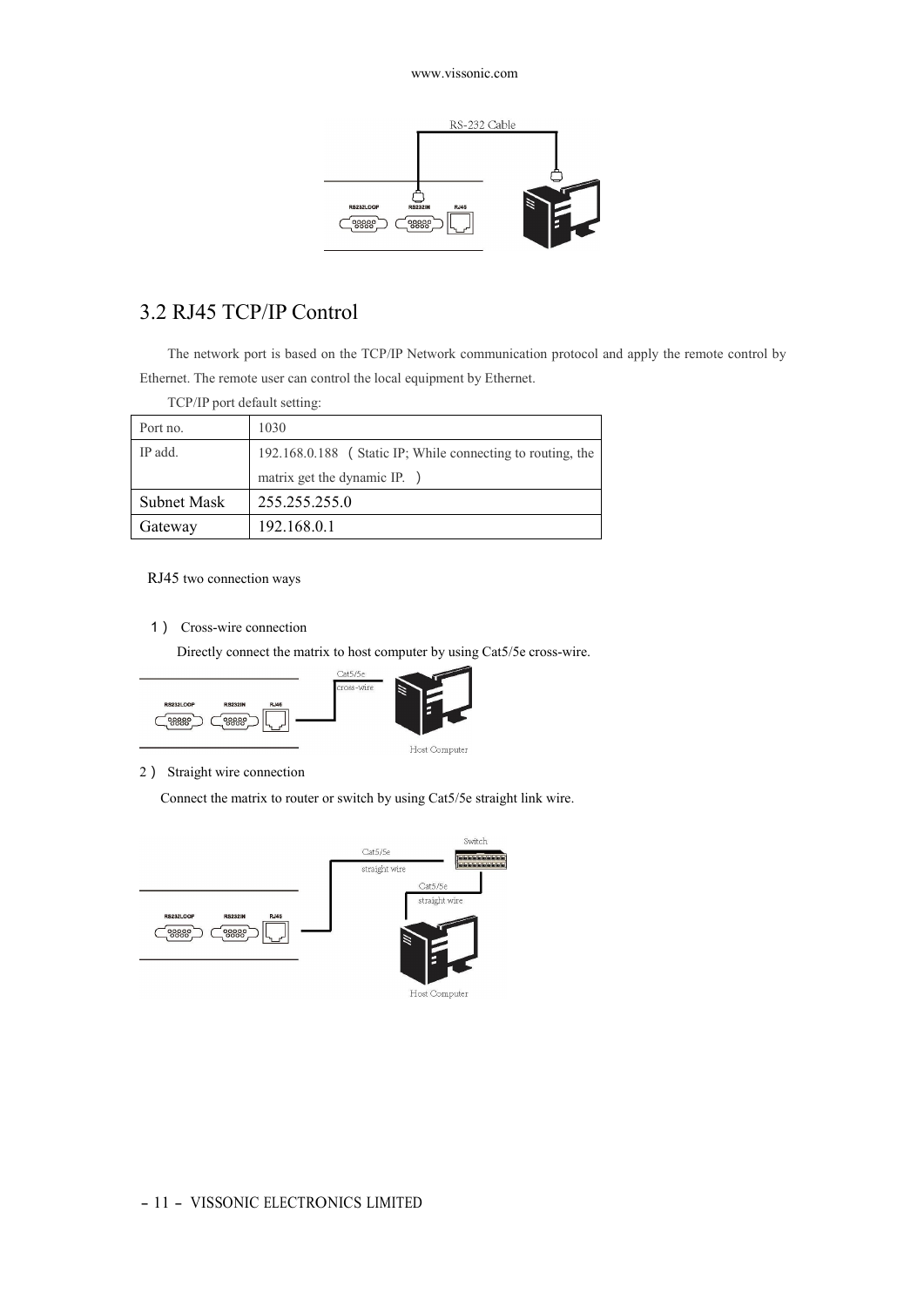## 3.2 RJ45 TCP/IP Control

The network port is based on the TCP/IP Network communication protocol and apply the remote control by Ethernet. The remote user can control the local equipment by Ethernet.

TCP/IP port default setting:

| Port no. | 1030 |
|---|---|
| IP add. | 192.168.0.188 （Static IP; While connecting to routing, the matrix get the dynamic IP. ） |
| Subnet Mask | 255.255.255.0 |
| Gateway | 192.168.0.1 |

RJ45 two connection ways

1） Cross-wire connection

Directly connect the matrix to host computer by using Cat5/5e cross-wire.

2） Straight wire connection

Connect the matrix to router or switch by using Cat5/5e straight link wire.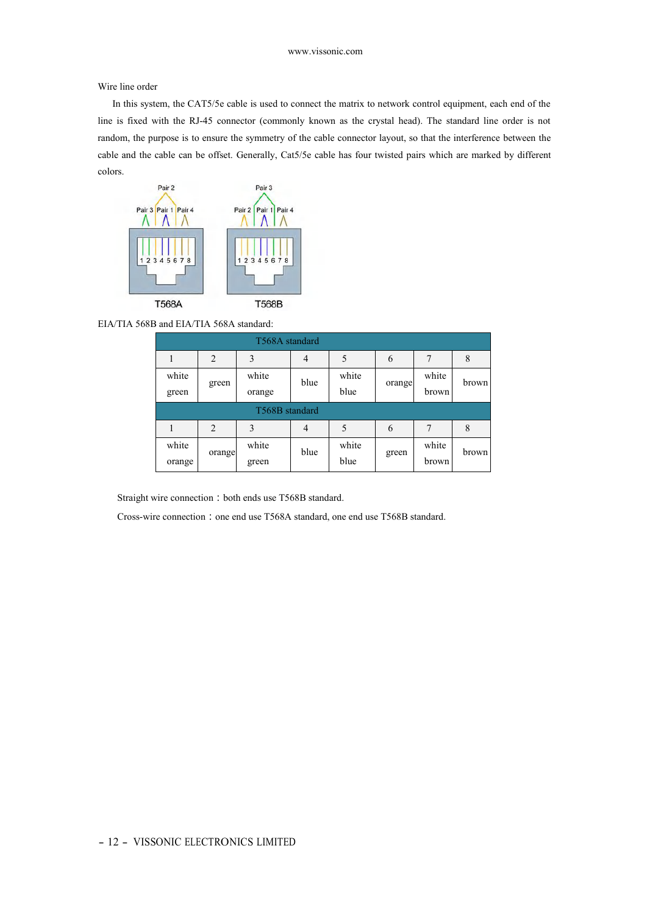Wire line order

In this system, the CAT5/5e cable is used to connect the matrix to network control equipment, each end of the line is fixed with the RJ-45 connector (commonly known as the crystal head). The standard line order is not random, the purpose is to ensure the symmetry of the cable connector layout, so that the interference between the cable and the cable can be offset. Generally, Cat5/5e cable has four twisted pairs which are marked by different colors.

EIA/TIA 568B and EIA/TIA 568A standard:

| T568A standard | | | | | | | |
|---|---|---|---|---|---|---|---|
| 1 | 2 | 3 | 4 | 5 | 6 | 7 | 8 |
| white green | green | white orange | blue | white blue | orange | white brown | brown |
| **T568B standard** | | | | | | | |
| 1 | 2 | 3 | 4 | 5 | 6 | 7 | 8 |
| white orange | orange | white green | blue | white blue | green | white brown | brown |

Straight wire connection：both ends use T568B standard.

Cross-wire connection：one end use T568A standard, one end use T568B standard.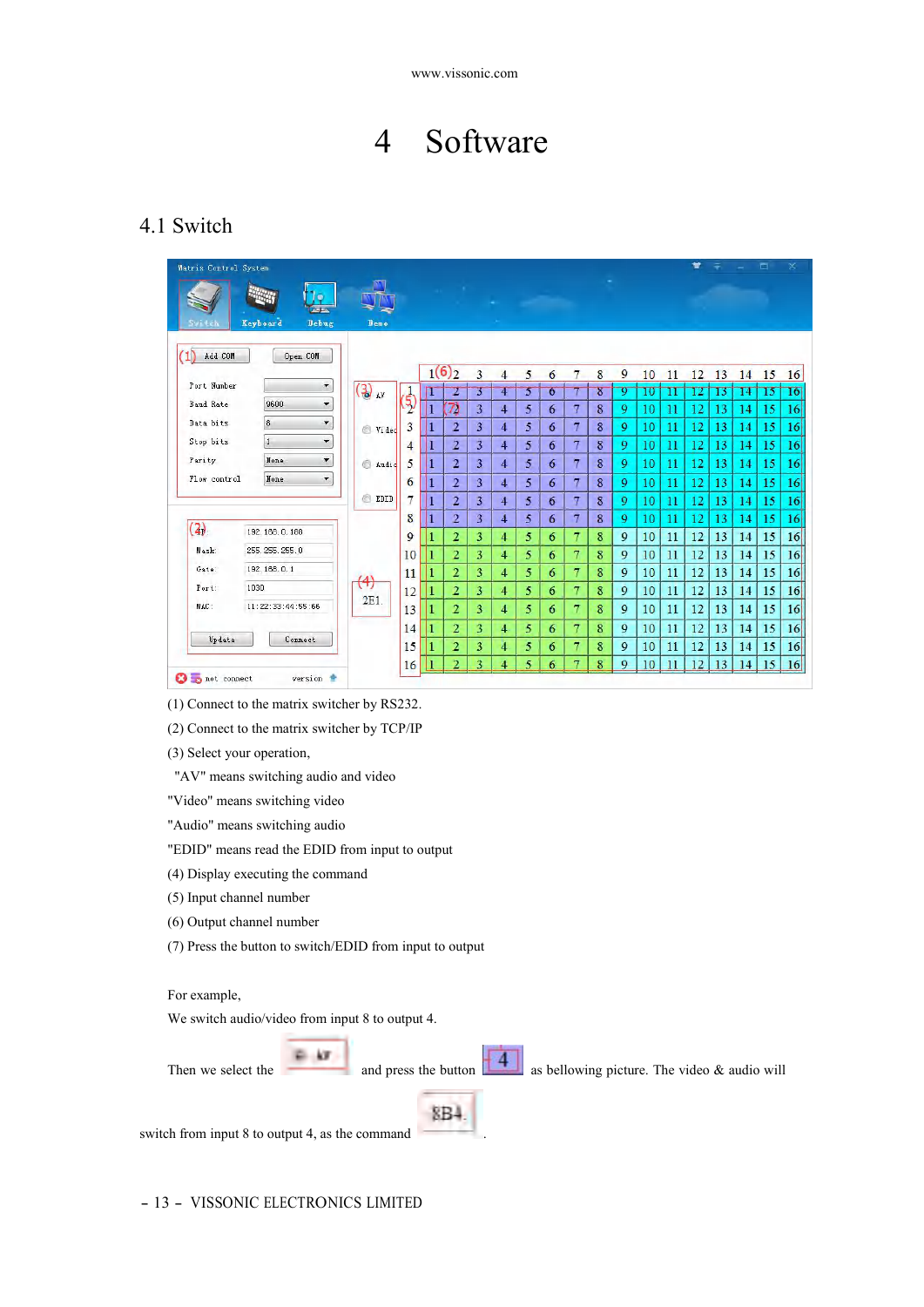# 4 Software

## 4.1 Switch

(1) Connect to the matrix switcher by RS232.

(2) Connect to the matrix switcher by TCP/IP

(3) Select your operation,

"AV" means switching audio and video

"Video" means switching video

"Audio" means switching audio

"EDID" means read the EDID from input to output

(4) Display executing the command

(5) Input channel number

(6) Output channel number

(7) Press the button to switch/EDID from input to output

For example,

We switch audio/video from input 8 to output 4.

Then we select the and press the button as bellowing picture. The video & audio will switch from input 8 to output 4, as the command .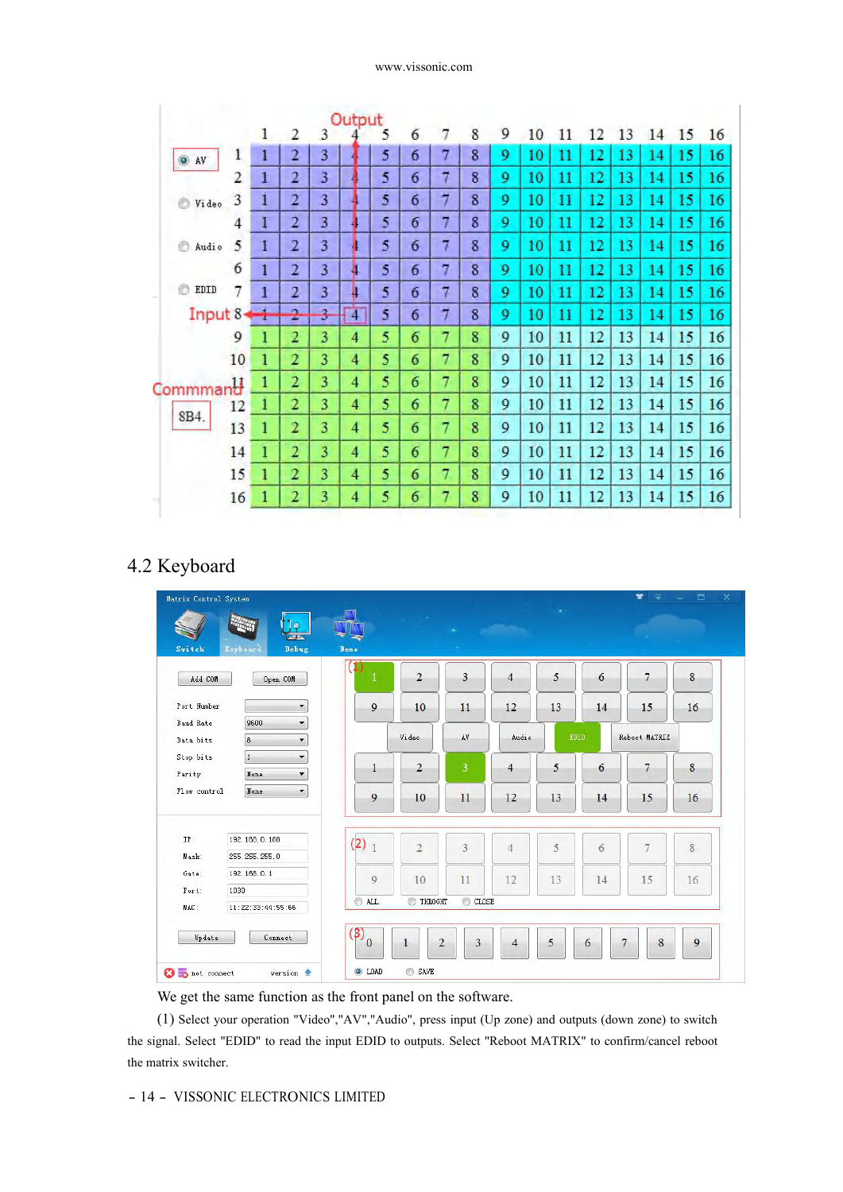| | 1 | 2 | 3 | 4 | 5 | 6 | 7 | 8 | 9 | 10 | 11 | 12 | 13 | 14 | 15 | 16 |
|---|---|---|---|---|---|---|---|---|---|---|---|---|---|---|---|---|
| 1 | 1 | 2 | 3 | 4 | 5 | 6 | 7 | 8 | 9 | 10 | 11 | 12 | 13 | 14 | 15 | 16 |
| 2 | 1 | 2 | 3 | 4 | 5 | 6 | 7 | 8 | 9 | 10 | 11 | 12 | 13 | 14 | 15 | 16 |
| 3 | 1 | 2 | 3 | 4 | 5 | 6 | 7 | 8 | 9 | 10 | 11 | 12 | 13 | 14 | 15 | 16 |
| 4 | 1 | 2 | 3 | 4 | 5 | 6 | 7 | 8 | 9 | 10 | 11 | 12 | 13 | 14 | 15 | 16 |
| 5 | 1 | 2 | 3 | 4 | 5 | 6 | 7 | 8 | 9 | 10 | 11 | 12 | 13 | 14 | 15 | 16 |
| 6 | 1 | 2 | 3 | 4 | 5 | 6 | 7 | 8 | 9 | 10 | 11 | 12 | 13 | 14 | 15 | 16 |
| 7 | 1 | 2 | 3 | 4 | 5 | 6 | 7 | 8 | 9 | 10 | 11 | 12 | 13 | 14 | 15 | 16 |
| 8 | 1 | 2 | 3 | 4 | 5 | 6 | 7 | 8 | 9 | 10 | 11 | 12 | 13 | 14 | 15 | 16 |
| 9 | 1 | 2 | 3 | 4 | 5 | 6 | 7 | 8 | 9 | 10 | 11 | 12 | 13 | 14 | 15 | 16 |
| 10 | 1 | 2 | 3 | 4 | 5 | 6 | 7 | 8 | 9 | 10 | 11 | 12 | 13 | 14 | 15 | 16 |
| 11 | 1 | 2 | 3 | 4 | 5 | 6 | 7 | 8 | 9 | 10 | 11 | 12 | 13 | 14 | 15 | 16 |
| 12 | 1 | 2 | 3 | 4 | 5 | 6 | 7 | 8 | 9 | 10 | 11 | 12 | 13 | 14 | 15 | 16 |
| 13 | 1 | 2 | 3 | 4 | 5 | 6 | 7 | 8 | 9 | 10 | 11 | 12 | 13 | 14 | 15 | 16 |
| 14 | 1 | 2 | 3 | 4 | 5 | 6 | 7 | 8 | 9 | 10 | 11 | 12 | 13 | 14 | 15 | 16 |
| 15 | 1 | 2 | 3 | 4 | 5 | 6 | 7 | 8 | 9 | 10 | 11 | 12 | 13 | 14 | 15 | 16 |
| 16 | 1 | 2 | 3 | 4 | 5 | 6 | 7 | 8 | 9 | 10 | 11 | 12 | 13 | 14 | 15 | 16 |

Output / Input 8 / AV / Video / Audio / EDID / Commmand: 8B4.

## 4.2 Keyboard

We get the same function as the front panel on the software.

(1) Select your operation "Video","AV","Audio", press input (Up zone) and outputs (down zone) to switch the signal. Select "EDID" to read the input EDID to outputs. Select "Reboot MATRIX" to confirm/cancel reboot the matrix switcher.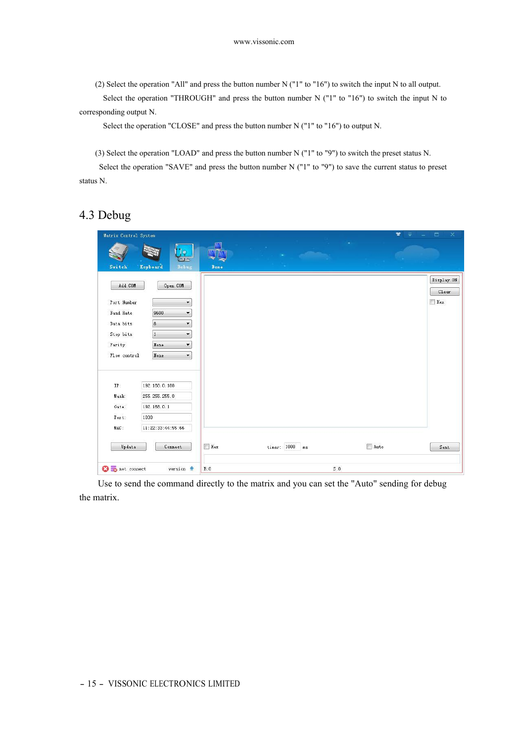(2) Select the operation "All" and press the button number N ("1" to "16") to switch the input N to all output.

Select the operation "THROUGH" and press the button number N ("1" to "16") to switch the input N to corresponding output N.

Select the operation "CLOSE" and press the button number N ("1" to "16") to output N.

(3) Select the operation "LOAD" and press the button number N ("1" to "9") to switch the preset status N.

Select the operation "SAVE" and press the button number N ("1" to "9") to save the current status to preset status N.

## 4.3 Debug

Use to send the command directly to the matrix and you can set the "Auto" sending for debug the matrix.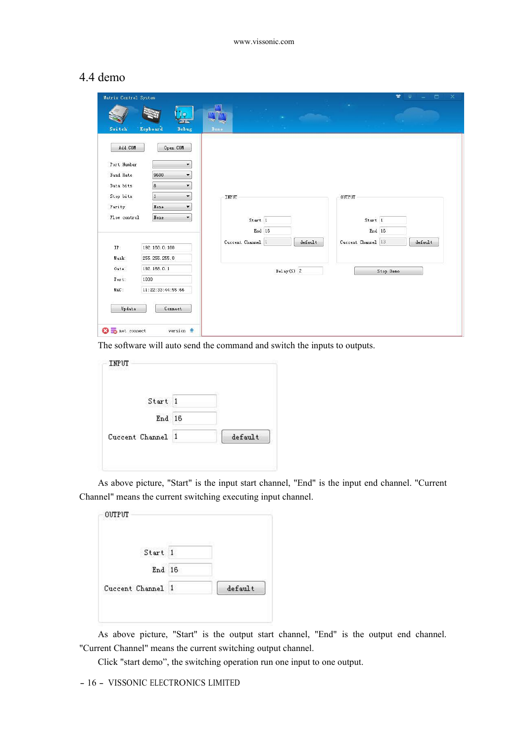## 4.4 demo

The software will auto send the command and switch the inputs to outputs.

As above picture, "Start" is the input start channel, "End" is the input end channel. "Current Channel" means the current switching executing input channel.

As above picture, "Start" is the output start channel, "End" is the output end channel. "Current Channel" means the current switching output channel.

Click "start demo", the switching operation run one input to one output.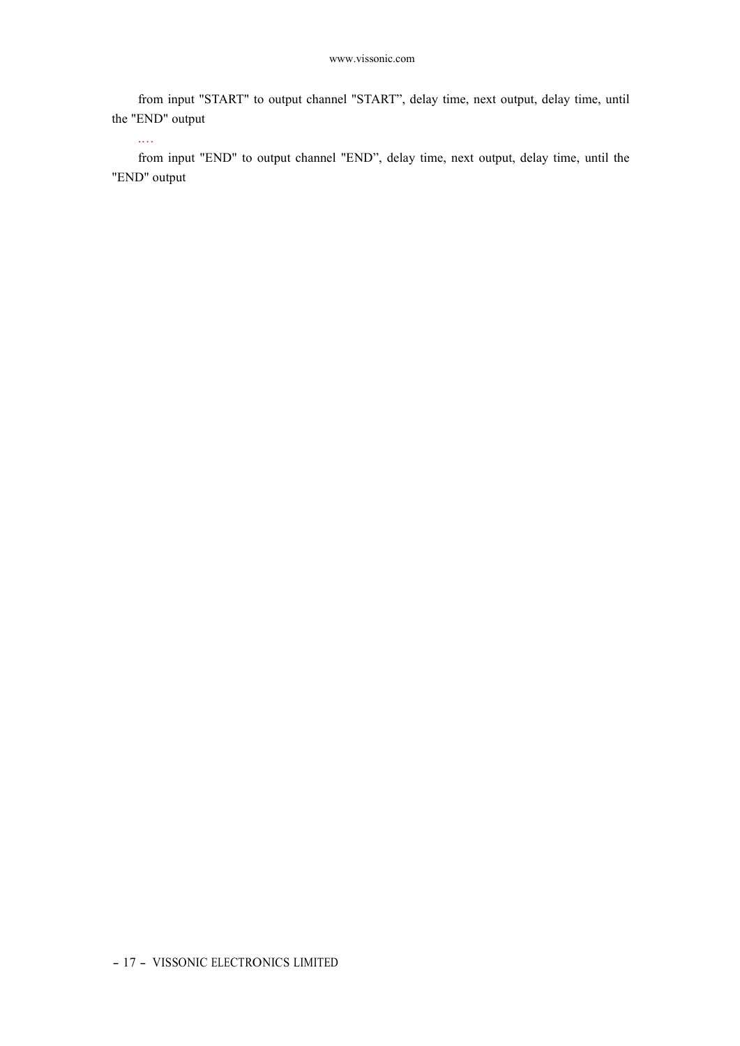from input "START" to output channel "START”, delay time, next output, delay time, until the "END" output

.…

from input "END" to output channel "END”, delay time, next output, delay time, until the "END" output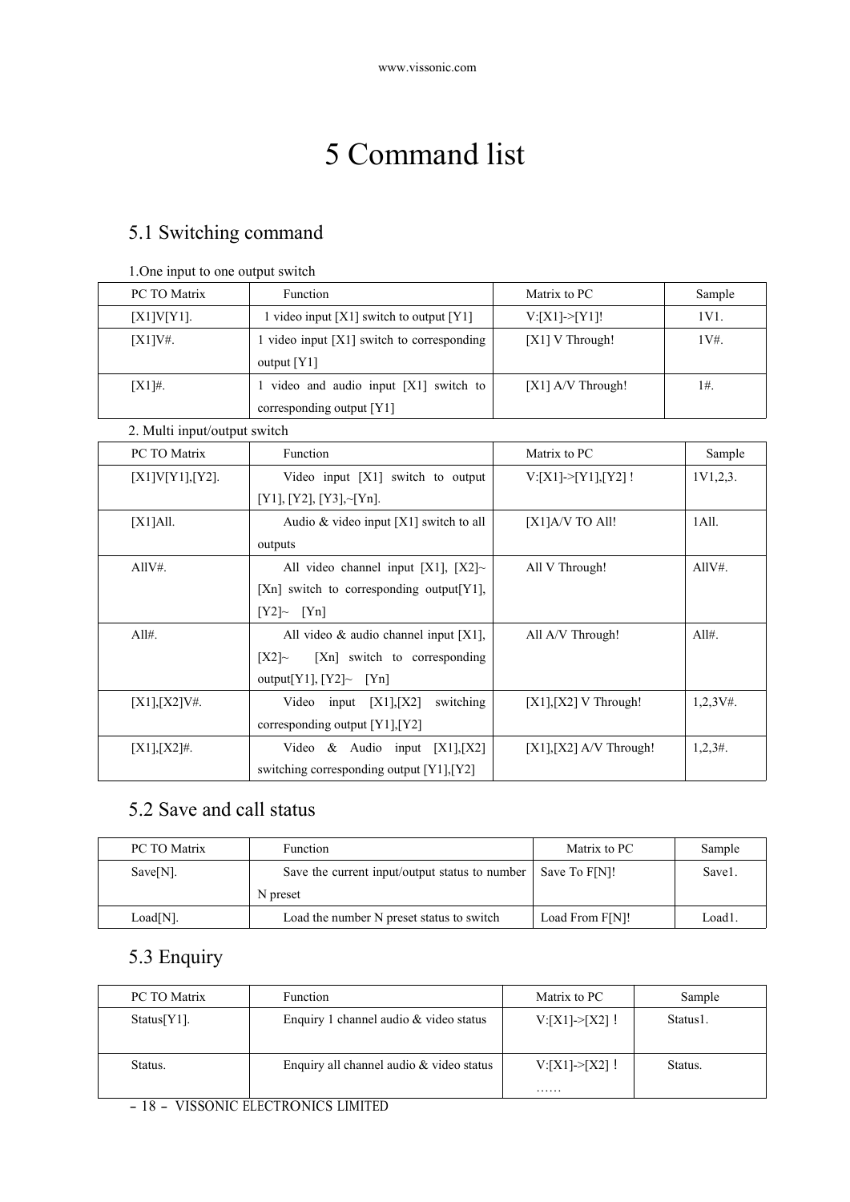// 5 Command list

## 5.1 Switching command

1.One input to one output switch

| PC TO Matrix | Function | Matrix to PC | Sample |
|---|---|---|---|
| [X1]V[Y1]. | 1 video input [X1] switch to output [Y1] | V:[X1]->[Y1]! | 1V1. |
| [X1]V#. | 1 video input [X1] switch to corresponding output [Y1] | [X1] V Through! | 1V#. |
| [X1]#. | 1 video and audio input [X1] switch to corresponding output [Y1] | [X1] A/V Through! | 1#. |

2. Multi input/output switch

| PC TO Matrix | Function | Matrix to PC | Sample |
|---|---|---|---|
| [X1]V[Y1],[Y2]. | Video input [X1] switch to output [Y1], [Y2], [Y3],~[Yn]. | V:[X1]->[Y1],[Y2] ! | 1V1,2,3. |
| [X1]All. | Audio & video input [X1] switch to all outputs | [X1]A/V TO All! | 1All. |
| AllV#. | All video channel input [X1], [X2]~ [Xn] switch to corresponding output[Y1], [Y2]~ [Yn] | All V Through! | AllV#. |
| All#. | All video & audio channel input [X1], [X2]~ [Xn] switch to corresponding output[Y1], [Y2]~ [Yn] | All A/V Through! | All#. |
| [X1],[X2]V#. | Video input [X1],[X2] switching corresponding output [Y1],[Y2] | [X1],[X2] V Through! | 1,2,3V#. |
| [X1],[X2]#. | Video & Audio input [X1],[X2] switching corresponding output [Y1],[Y2] | [X1],[X2] A/V Through! | 1,2,3#. |

## 5.2 Save and call status

| PC TO Matrix | Function | Matrix to PC | Sample |
|---|---|---|---|
| Save[N]. | Save the current input/output status to number N preset | Save To F[N]! | Save1. |
| Load[N]. | Load the number N preset status to switch | Load From F[N]! | Load1. |

## 5.3 Enquiry

| PC TO Matrix | Function | Matrix to PC | Sample |
|---|---|---|---|
| Status[Y1]. | Enquiry 1 channel audio & video status | V:[X1]->[X2]！ | Status1. |
| Status. | Enquiry all channel audio & video status | V:[X1]->[X2]！ …… | Status. |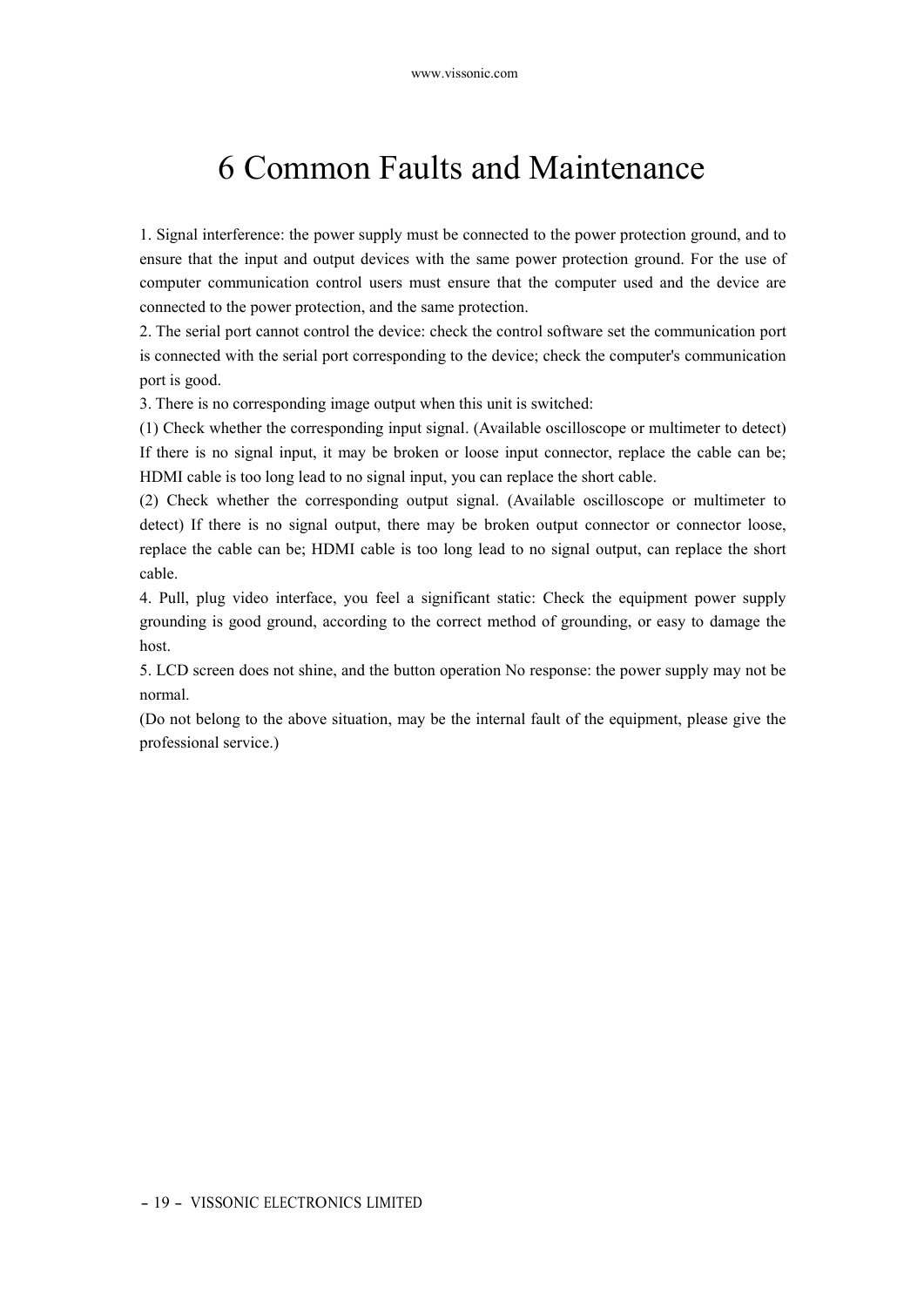# 6 Common Faults and Maintenance

1. Signal interference: the power supply must be connected to the power protection ground, and to ensure that the input and output devices with the same power protection ground. For the use of computer communication control users must ensure that the computer used and the device are connected to the power protection, and the same protection.
2. The serial port cannot control the device: check the control software set the communication port is connected with the serial port corresponding to the device; check the computer's communication port is good.
3. There is no corresponding image output when this unit is switched:

(1) Check whether the corresponding input signal. (Available oscilloscope or multimeter to detect) If there is no signal input, it may be broken or loose input connector, replace the cable can be; HDMI cable is too long lead to no signal input, you can replace the short cable.

(2) Check whether the corresponding output signal. (Available oscilloscope or multimeter to detect) If there is no signal output, there may be broken output connector or connector loose, replace the cable can be; HDMI cable is too long lead to no signal output, can replace the short cable.

4. Pull, plug video interface, you feel a significant static: Check the equipment power supply grounding is good ground, according to the correct method of grounding, or easy to damage the host.
5. LCD screen does not shine, and the button operation No response: the power supply may not be normal.

(Do not belong to the above situation, may be the internal fault of the equipment, please give the professional service.)